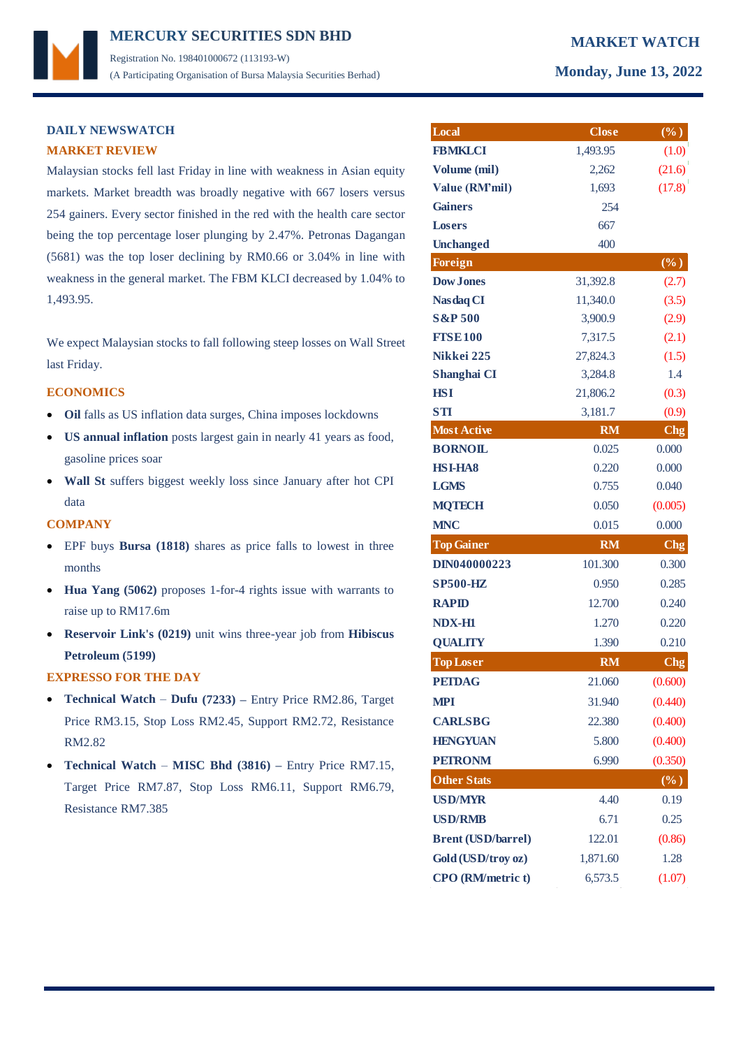# MERCURY SECURITIES SDN BHD

Registration No. 198401000672 (113193-W)

(A Participating Organisation of Bursa Malaysia Securities Berhad)

**MARKET WATCH**

**Monday, June 13, 2022**

## DAILY NEWSWATCH

### MARKET REVIEW

Malaysian stocks fell last Friday in line with weakness in Asian equity markets. Market breadth was broadly negative with 667 losers versus 254 gainers. Every sector finished in the red with the health care sector being the top percentage loser plunging by 2.47%. Petronas Dagangan (5681) was the top loser declining by RM0.66 or 3.04% in line with weakness in the general market. The FBM KLCI decreased by 1.04% to 1,493.95.

We expect Malaysian stocks to fall following steep losses on Wall Street last Friday.

### ECONOMICS

- **Oil** falls as US inflation data surges, China imposes lockdowns
- **US annual inflation** posts largest gain in nearly 41 years as food, gasoline prices soar
- **Wall St** suffers biggest weekly loss since January after hot CPI data

### COMPANY

- EPF buys **Bursa (1818)** shares as price falls to lowest in three months
- **Hua Yang (5062)** proposes 1-for-4 rights issue with warrants to raise up to RM17.6m
- **Reservoir Link's (0219)** unit wins three-year job from **Hibiscus Petroleum (5199)**

### EXPRESSO FOR THE DAY

- **Technical Watch** – **Dufu (7233)** – Entry Price RM2.86, Target Price RM3.15, Stop Loss RM2.45, Support RM2.72, Resistance RM2.82
- **Technical Watch** – **MISC Bhd (3816)** – Entry Price RM7.15, Target Price RM7.87, Stop Loss RM6.11, Support RM6.79, Resistance RM7.385

| Local | Close | (%) |
|---|---|---|
| FBMKLCI | 1,493.95 | (1.0) |
| Volume (mil) | 2,262 | (21.6) |
| Value (RM'mil) | 1,693 | (17.8) |
| Gainers | 254 | |
| Losers | 667 | |
| Unchanged | 400 | |
| **Foreign** | | **(%)** |
| Dow Jones | 31,392.8 | (2.7) |
| Nasdaq CI | 11,340.0 | (3.5) |
| S&P 500 | 3,900.9 | (2.9) |
| FTSE 100 | 7,317.5 | (2.1) |
| Nikkei 225 | 27,824.3 | (1.5) |
| Shanghai CI | 3,284.8 | 1.4 |
| HSI | 21,806.2 | (0.3) |
| STI | 3,181.7 | (0.9) |
| **Most Active** | **RM** | **Chg** |
| BORNOIL | 0.025 | 0.000 |
| HSI-HA8 | 0.220 | 0.000 |
| LGMS | 0.755 | 0.040 |
| MQTECH | 0.050 | (0.005) |
| MNC | 0.015 | 0.000 |
| **Top Gainer** | **RM** | **Chg** |
| DIN040000223 | 101.300 | 0.300 |
| SP500-HZ | 0.950 | 0.285 |
| RAPID | 12.700 | 0.240 |
| NDX-H1 | 1.270 | 0.220 |
| QUALITY | 1.390 | 0.210 |
| **Top Loser** | **RM** | **Chg** |
| PETDAG | 21.060 | (0.600) |
| MPI | 31.940 | (0.440) |
| CARLSBG | 22.380 | (0.400) |
| HENGYUAN | 5.800 | (0.400) |
| PETRONM | 6.990 | (0.350) |
| **Other Stats** | | **(%)** |
| USD/MYR | 4.40 | 0.19 |
| USD/RMB | 6.71 | 0.25 |
| Brent (USD/barrel) | 122.01 | (0.86) |
| Gold (USD/troy oz) | 1,871.60 | 1.28 |
| CPO (RM/metric t) | 6,573.5 | (1.07) |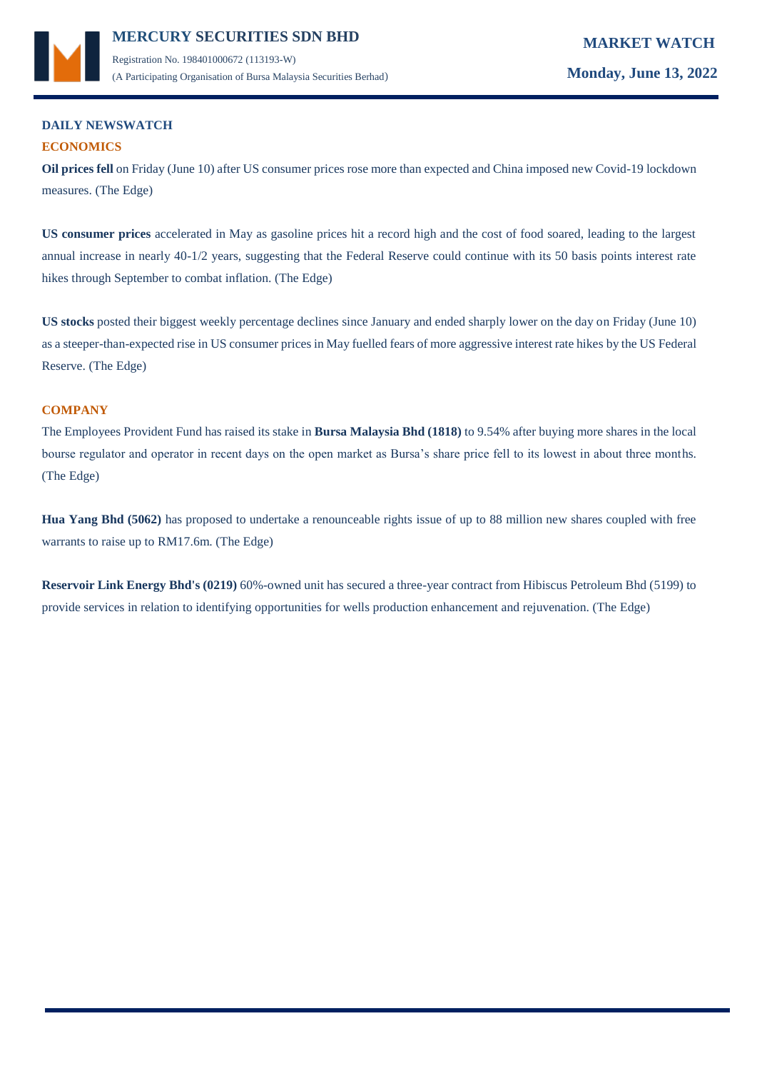## DAILY NEWSWATCH

### ECONOMICS

**Oil prices fell** on Friday (June 10) after US consumer prices rose more than expected and China imposed new Covid-19 lockdown measures. (The Edge)

**US consumer prices** accelerated in May as gasoline prices hit a record high and the cost of food soared, leading to the largest annual increase in nearly 40-1/2 years, suggesting that the Federal Reserve could continue with its 50 basis points interest rate hikes through September to combat inflation. (The Edge)

**US stocks** posted their biggest weekly percentage declines since January and ended sharply lower on the day on Friday (June 10) as a steeper-than-expected rise in US consumer prices in May fuelled fears of more aggressive interest rate hikes by the US Federal Reserve. (The Edge)

### COMPANY

The Employees Provident Fund has raised its stake in **Bursa Malaysia Bhd (1818)** to 9.54% after buying more shares in the local bourse regulator and operator in recent days on the open market as Bursa's share price fell to its lowest in about three months. (The Edge)

**Hua Yang Bhd (5062)** has proposed to undertake a renounceable rights issue of up to 88 million new shares coupled with free warrants to raise up to RM17.6m. (The Edge)

**Reservoir Link Energy Bhd's (0219)** 60%-owned unit has secured a three-year contract from Hibiscus Petroleum Bhd (5199) to provide services in relation to identifying opportunities for wells production enhancement and rejuvenation. (The Edge)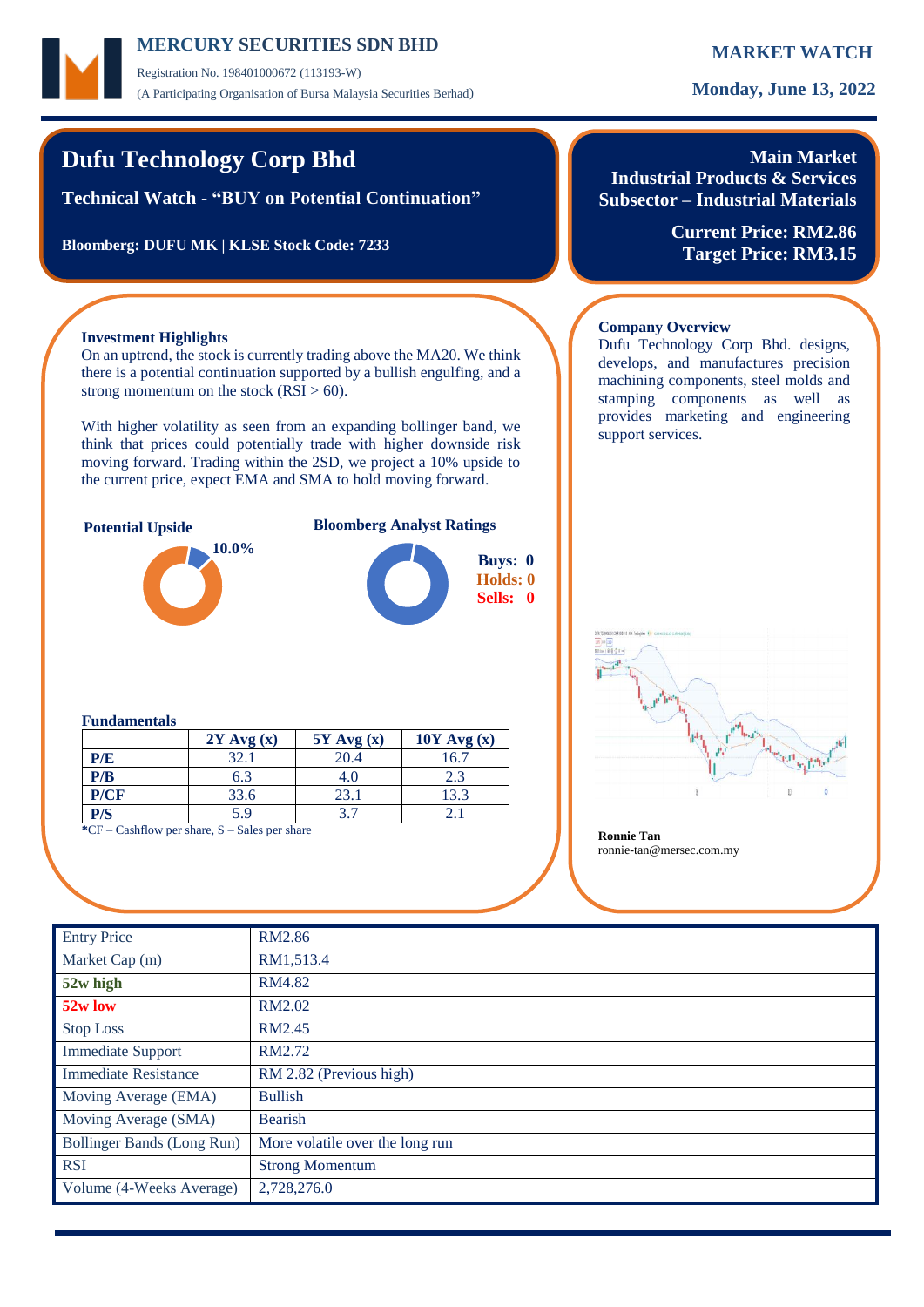MERCURY SECURITIES SDN BHD

Registration No. 198401000672 (113193-W)

(A Participating Organisation of Bursa Malaysia Securities Berhad)

**MARKET WATCH**

**Monday, June 13, 2022**

# Dufu Technology Corp Bhd

**Technical Watch - "BUY on Potential Continuation"**

**Bloomberg: DUFU MK | KLSE Stock Code: 7233**

**Main Market**
**Industrial Products & Services**
**Subsector – Industrial Materials**

**Current Price: RM2.86**
**Target Price: RM3.15**

### Investment Highlights

On an uptrend, the stock is currently trading above the MA20. We think there is a potential continuation supported by a bullish engulfing, and a strong momentum on the stock (RSI > 60).

With higher volatility as seen from an expanding bollinger band, we think that prices could potentially trade with higher downside risk moving forward. Trading within the 2SD, we project a 10% upside to the current price, expect EMA and SMA to hold moving forward.

**Potential Upside**

10.0%

**Bloomberg Analyst Ratings**

Buys: 0
Holds: 0
Sells: 0

### Fundamentals

| | 2Y Avg (x) | 5Y Avg (x) | 10Y Avg (x) |
|---|---|---|---|
| **P/E** | 32.1 | 20.4 | 16.7 |
| **P/B** | 6.3 | 4.0 | 2.3 |
| **P/CF** | 33.6 | 23.1 | 13.3 |
| **P/S** | 5.9 | 3.7 | 2.1 |

*CF – Cashflow per share, S – Sales per share

### Company Overview

Dufu Technology Corp Bhd. designs, develops, and manufactures precision machining components, steel molds and stamping components as well as provides marketing and engineering support services.

**Ronnie Tan**
ronnie-tan@mersec.com.my

| | |
|---|---|
| Entry Price | RM2.86 |
| Market Cap (m) | RM1,513.4 |
| **52w high** | RM4.82 |
| **52w low** | RM2.02 |
| Stop Loss | RM2.45 |
| Immediate Support | RM2.72 |
| Immediate Resistance | RM 2.82 (Previous high) |
| Moving Average (EMA) | Bullish |
| Moving Average (SMA) | Bearish |
| Bollinger Bands (Long Run) | More volatile over the long run |
| RSI | Strong Momentum |
| Volume (4-Weeks Average) | 2,728,276.0 |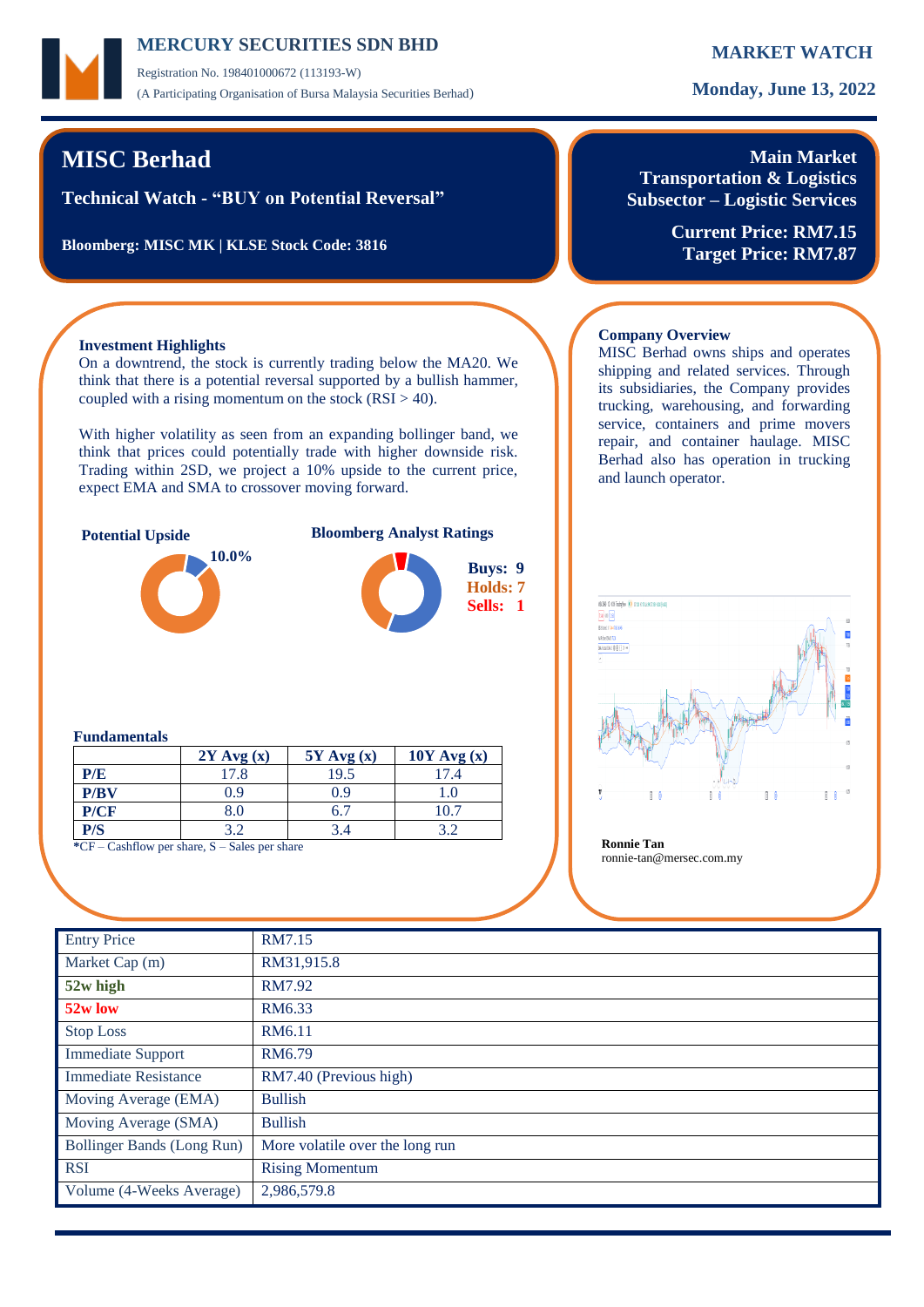# MERCURY SECURITIES SDN BHD

Registration No. 198401000672 (113193-W)

(A Participating Organisation of Bursa Malaysia Securities Berhad)

**MARKET WATCH**

**Monday, June 13, 2022**

## MISC Berhad

**Technical Watch - "BUY on Potential Reversal"**

**Bloomberg: MISC MK | KLSE Stock Code: 3816**

**Main Market**
**Transportation & Logistics**
**Subsector – Logistic Services**

**Current Price: RM7.15**
**Target Price: RM7.87**

### Investment Highlights

On a downtrend, the stock is currently trading below the MA20. We think that there is a potential reversal supported by a bullish hammer, coupled with a rising momentum on the stock (RSI > 40).

With higher volatility as seen from an expanding bollinger band, we think that prices could potentially trade with higher downside risk. Trading within 2SD, we project a 10% upside to the current price, expect EMA and SMA to crossover moving forward.

**Potential Upside**

10.0%

**Bloomberg Analyst Ratings**

**Buys: 9**
**Holds: 7**
**Sells: 1**

### Company Overview

MISC Berhad owns ships and operates shipping and related services. Through its subsidiaries, the Company provides trucking, warehousing, and forwarding service, containers and prime movers repair, and container haulage. MISC Berhad also has operation in trucking and launch operator.

**Ronnie Tan**
ronnie-tan@mersec.com.my

### Fundamentals

| | 2Y Avg (x) | 5Y Avg (x) | 10Y Avg (x) |
|---|---|---|---|
| **P/E** | 17.8 | 19.5 | 17.4 |
| **P/BV** | 0.9 | 0.9 | 1.0 |
| **P/CF** | 8.0 | 6.7 | 10.7 |
| **P/S** | 3.2 | 3.4 | 3.2 |

***CF** – Cashflow per share, S – Sales per share

| | |
|---|---|
| Entry Price | RM7.15 |
| Market Cap (m) | RM31,915.8 |
| **52w high** | RM7.92 |
| **52w low** | RM6.33 |
| Stop Loss | RM6.11 |
| Immediate Support | RM6.79 |
| Immediate Resistance | RM7.40 (Previous high) |
| Moving Average (EMA) | Bullish |
| Moving Average (SMA) | Bullish |
| Bollinger Bands (Long Run) | More volatile over the long run |
| RSI | Rising Momentum |
| Volume (4-Weeks Average) | 2,986,579.8 |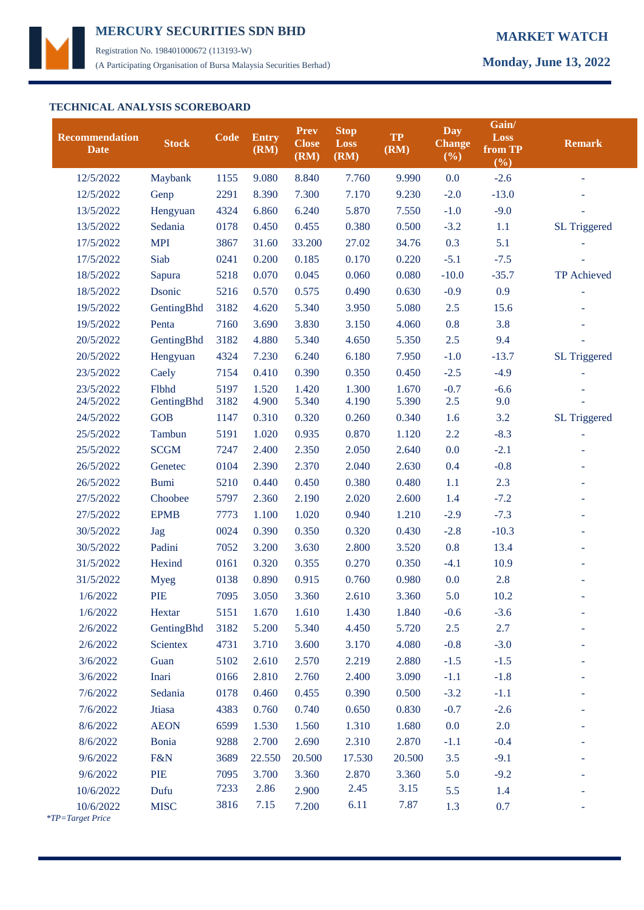MERCURY SECURITIES SDN BHD

Registration No. 198401000672 (113193-W)

(A Participating Organisation of Bursa Malaysia Securities Berhad)

**MARKET WATCH**

**Monday, June 13, 2022**

## TECHNICAL ANALYSIS SCOREBOARD

| Recommendation Date | Stock | Code | Entry (RM) | Prev Close (RM) | Stop Loss (RM) | TP (RM) | Day Change (%) | Gain/ Loss from TP (%) | Remark |
|---|---|---|---|---|---|---|---|---|---|
| 12/5/2022 | Maybank | 1155 | 9.080 | 8.840 | 7.760 | 9.990 | 0.0 | -2.6 | - |
| 12/5/2022 | Genp | 2291 | 8.390 | 7.300 | 7.170 | 9.230 | -2.0 | -13.0 | - |
| 13/5/2022 | Hengyuan | 4324 | 6.860 | 6.240 | 5.870 | 7.550 | -1.0 | -9.0 | - |
| 13/5/2022 | Sedania | 0178 | 0.450 | 0.455 | 0.380 | 0.500 | -3.2 | 1.1 | SL Triggered |
| 17/5/2022 | MPI | 3867 | 31.60 | 33.200 | 27.02 | 34.76 | 0.3 | 5.1 | - |
| 17/5/2022 | Siab | 0241 | 0.200 | 0.185 | 0.170 | 0.220 | -5.1 | -7.5 | - |
| 18/5/2022 | Sapura | 5218 | 0.070 | 0.045 | 0.060 | 0.080 | -10.0 | -35.7 | TP Achieved |
| 18/5/2022 | Dsonic | 5216 | 0.570 | 0.575 | 0.490 | 0.630 | -0.9 | 0.9 | - |
| 19/5/2022 | GentingBhd | 3182 | 4.620 | 5.340 | 3.950 | 5.080 | 2.5 | 15.6 | - |
| 19/5/2022 | Penta | 7160 | 3.690 | 3.830 | 3.150 | 4.060 | 0.8 | 3.8 | - |
| 20/5/2022 | GentingBhd | 3182 | 4.880 | 5.340 | 4.650 | 5.350 | 2.5 | 9.4 | - |
| 20/5/2022 | Hengyuan | 4324 | 7.230 | 6.240 | 6.180 | 7.950 | -1.0 | -13.7 | SL Triggered |
| 23/5/2022 | Caely | 7154 | 0.410 | 0.390 | 0.350 | 0.450 | -2.5 | -4.9 | - |
| 23/5/2022 | Flbhd | 5197 | 1.520 | 1.420 | 1.300 | 1.670 | -0.7 | -6.6 | - |
| 24/5/2022 | GentingBhd | 3182 | 4.900 | 5.340 | 4.190 | 5.390 | 2.5 | 9.0 | - |
| 24/5/2022 | GOB | 1147 | 0.310 | 0.320 | 0.260 | 0.340 | 1.6 | 3.2 | SL Triggered |
| 25/5/2022 | Tambun | 5191 | 1.020 | 0.935 | 0.870 | 1.120 | 2.2 | -8.3 | - |
| 25/5/2022 | SCGM | 7247 | 2.400 | 2.350 | 2.050 | 2.640 | 0.0 | -2.1 | - |
| 26/5/2022 | Genetec | 0104 | 2.390 | 2.370 | 2.040 | 2.630 | 0.4 | -0.8 | - |
| 26/5/2022 | Bumi | 5210 | 0.440 | 0.450 | 0.380 | 0.480 | 1.1 | 2.3 | - |
| 27/5/2022 | Choobee | 5797 | 2.360 | 2.190 | 2.020 | 2.600 | 1.4 | -7.2 | - |
| 27/5/2022 | EPMB | 7773 | 1.100 | 1.020 | 0.940 | 1.210 | -2.9 | -7.3 | - |
| 30/5/2022 | Jag | 0024 | 0.390 | 0.350 | 0.320 | 0.430 | -2.8 | -10.3 | - |
| 30/5/2022 | Padini | 7052 | 3.200 | 3.630 | 2.800 | 3.520 | 0.8 | 13.4 | - |
| 31/5/2022 | Hexind | 0161 | 0.320 | 0.355 | 0.270 | 0.350 | -4.1 | 10.9 | - |
| 31/5/2022 | Myeg | 0138 | 0.890 | 0.915 | 0.760 | 0.980 | 0.0 | 2.8 | - |
| 1/6/2022 | PIE | 7095 | 3.050 | 3.360 | 2.610 | 3.360 | 5.0 | 10.2 | - |
| 1/6/2022 | Hextar | 5151 | 1.670 | 1.610 | 1.430 | 1.840 | -0.6 | -3.6 | - |
| 2/6/2022 | GentingBhd | 3182 | 5.200 | 5.340 | 4.450 | 5.720 | 2.5 | 2.7 | - |
| 2/6/2022 | Scientex | 4731 | 3.710 | 3.600 | 3.170 | 4.080 | -0.8 | -3.0 | - |
| 3/6/2022 | Guan | 5102 | 2.610 | 2.570 | 2.219 | 2.880 | -1.5 | -1.5 | - |
| 3/6/2022 | Inari | 0166 | 2.810 | 2.760 | 2.400 | 3.090 | -1.1 | -1.8 | - |
| 7/6/2022 | Sedania | 0178 | 0.460 | 0.455 | 0.390 | 0.500 | -3.2 | -1.1 | - |
| 7/6/2022 | Jtiasa | 4383 | 0.760 | 0.740 | 0.650 | 0.830 | -0.7 | -2.6 | - |
| 8/6/2022 | AEON | 6599 | 1.530 | 1.560 | 1.310 | 1.680 | 0.0 | 2.0 | - |
| 8/6/2022 | Bonia | 9288 | 2.700 | 2.690 | 2.310 | 2.870 | -1.1 | -0.4 | - |
| 9/6/2022 | F&N | 3689 | 22.550 | 20.500 | 17.530 | 20.500 | 3.5 | -9.1 | - |
| 9/6/2022 | PIE | 7095 | 3.700 | 3.360 | 2.870 | 3.360 | 5.0 | -9.2 | - |
| 10/6/2022 | Dufu | 7233 | 2.86 | 2.900 | 2.45 | 3.15 | 5.5 | 1.4 | - |
| 10/6/2022 | MISC | 3816 | 7.15 | 7.200 | 6.11 | 7.87 | 1.3 | 0.7 | - |

*TP=Target Price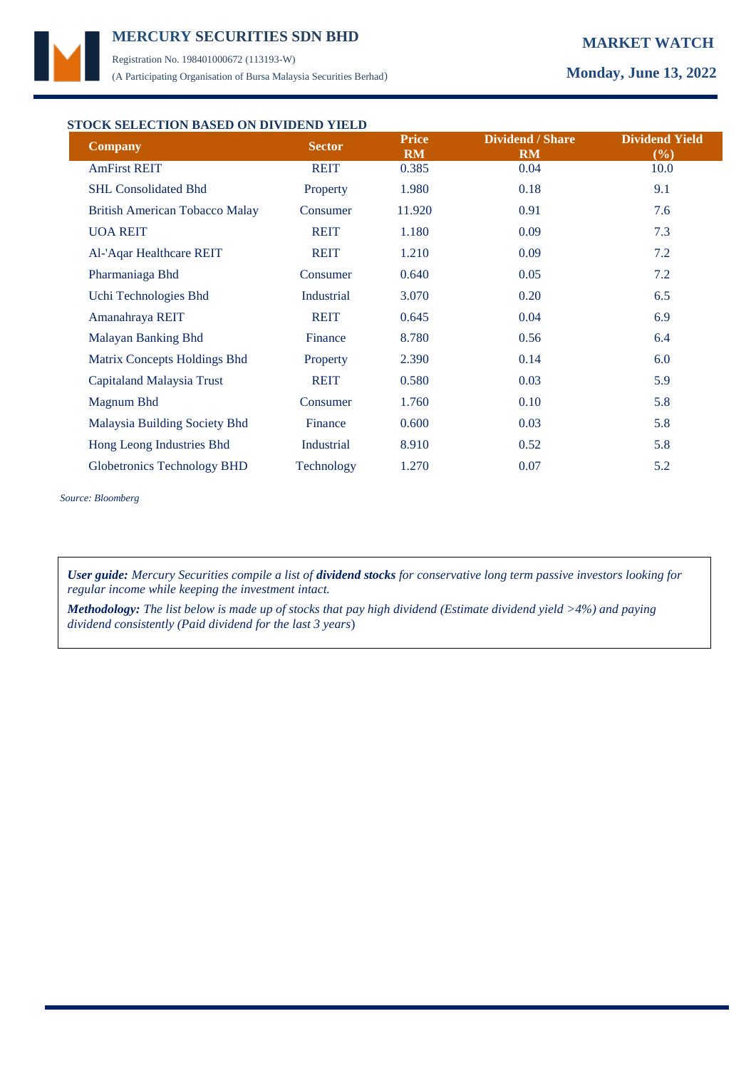## STOCK SELECTION BASED ON DIVIDEND YIELD

| Company | Sector | Price RM | Dividend / Share RM | Dividend Yield (%) |
|---|---|---|---|---|
| AmFirst REIT | REIT | 0.385 | 0.04 | 10.0 |
| SHL Consolidated Bhd | Property | 1.980 | 0.18 | 9.1 |
| British American Tobacco Malay | Consumer | 11.920 | 0.91 | 7.6 |
| UOA REIT | REIT | 1.180 | 0.09 | 7.3 |
| Al-'Aqar Healthcare REIT | REIT | 1.210 | 0.09 | 7.2 |
| Pharmaniaga Bhd | Consumer | 0.640 | 0.05 | 7.2 |
| Uchi Technologies Bhd | Industrial | 3.070 | 0.20 | 6.5 |
| Amanahraya REIT | REIT | 0.645 | 0.04 | 6.9 |
| Malayan Banking Bhd | Finance | 8.780 | 0.56 | 6.4 |
| Matrix Concepts Holdings Bhd | Property | 2.390 | 0.14 | 6.0 |
| Capitaland Malaysia Trust | REIT | 0.580 | 0.03 | 5.9 |
| Magnum Bhd | Consumer | 1.760 | 0.10 | 5.8 |
| Malaysia Building Society Bhd | Finance | 0.600 | 0.03 | 5.8 |
| Hong Leong Industries Bhd | Industrial | 8.910 | 0.52 | 5.8 |
| Globetronics Technology BHD | Technology | 1.270 | 0.07 | 5.2 |

*Source: Bloomberg*

***User guide:** Mercury Securities compile a list of **dividend stocks** for conservative long term passive investors looking for regular income while keeping the investment intact.*

***Methodology:** The list below is made up of stocks that pay high dividend (Estimate dividend yield >4%) and paying dividend consistently (Paid dividend for the last 3 years)*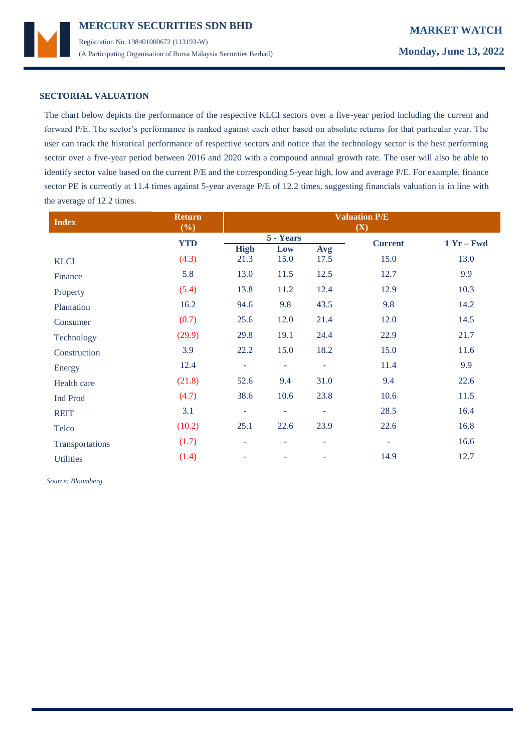## SECTORIAL VALUATION

The chart below depicts the performance of the respective KLCI sectors over a five-year period including the current and forward P/E. The sector's performance is ranked against each other based on absolute returns for that particular year. The user can track the historical performance of respective sectors and notice that the technology sector is the best performing sector over a five-year period between 2016 and 2020 with a compound annual growth rate. The user will also be able to identify sector value based on the current P/E and the corresponding 5-year high, low and average P/E. For example, finance sector PE is currently at 11.4 times against 5-year average P/E of 12.2 times, suggesting financials valuation is in line with the average of 12.2 times.

| Index | Return (%) | Valuation P/E (X) | | | | |
|---|---|---|---|---|---|---|
| | | 5 - Years | | | | |
| | YTD | High | Low | Avg | Current | 1 Yr – Fwd |
| KLCI | (4.3) | 21.3 | 15.0 | 17.5 | 15.0 | 13.0 |
| Finance | 5.8 | 13.0 | 11.5 | 12.5 | 12.7 | 9.9 |
| Property | (5.4) | 13.8 | 11.2 | 12.4 | 12.9 | 10.3 |
| Plantation | 16.2 | 94.6 | 9.8 | 43.5 | 9.8 | 14.2 |
| Consumer | (0.7) | 25.6 | 12.0 | 21.4 | 12.0 | 14.5 |
| Technology | (29.9) | 29.8 | 19.1 | 24.4 | 22.9 | 21.7 |
| Construction | 3.9 | 22.2 | 15.0 | 18.2 | 15.0 | 11.6 |
| Energy | 12.4 | - | - | - | 11.4 | 9.9 |
| Health care | (21.8) | 52.6 | 9.4 | 31.0 | 9.4 | 22.6 |
| Ind Prod | (4.7) | 38.6 | 10.6 | 23.8 | 10.6 | 11.5 |
| REIT | 3.1 | - | - | - | 28.5 | 16.4 |
| Telco | (10.2) | 25.1 | 22.6 | 23.9 | 22.6 | 16.8 |
| Transportations | (1.7) | - | - | - | - | 16.6 |
| Utilities | (1.4) | - | - | - | 14.9 | 12.7 |

*Source: Bloomberg*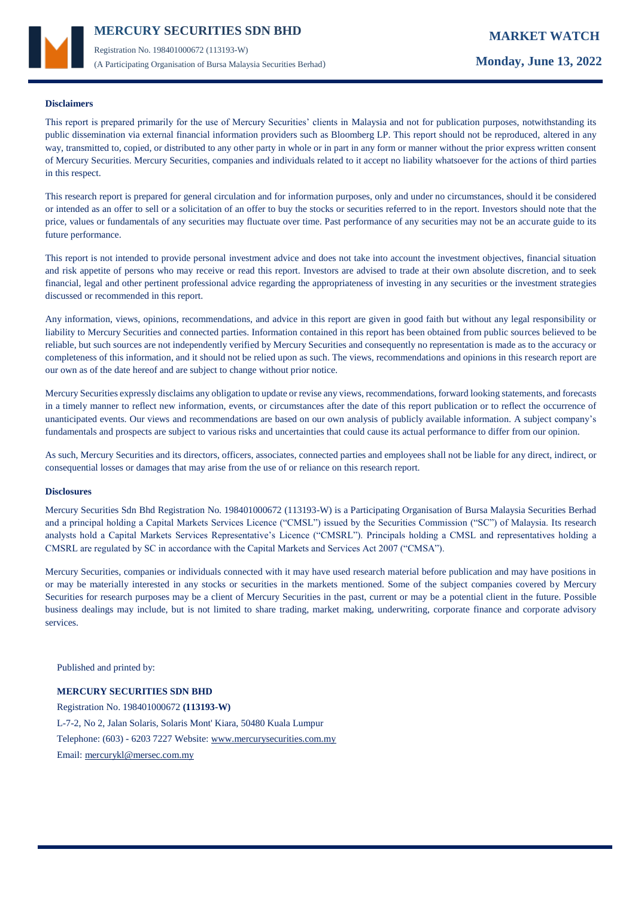**Disclaimers**

This report is prepared primarily for the use of Mercury Securities' clients in Malaysia and not for publication purposes, notwithstanding its public dissemination via external financial information providers such as Bloomberg LP. This report should not be reproduced, altered in any way, transmitted to, copied, or distributed to any other party in whole or in part in any form or manner without the prior express written consent of Mercury Securities. Mercury Securities, companies and individuals related to it accept no liability whatsoever for the actions of third parties in this respect.

This research report is prepared for general circulation and for information purposes, only and under no circumstances, should it be considered or intended as an offer to sell or a solicitation of an offer to buy the stocks or securities referred to in the report. Investors should note that the price, values or fundamentals of any securities may fluctuate over time. Past performance of any securities may not be an accurate guide to its future performance.

This report is not intended to provide personal investment advice and does not take into account the investment objectives, financial situation and risk appetite of persons who may receive or read this report. Investors are advised to trade at their own absolute discretion, and to seek financial, legal and other pertinent professional advice regarding the appropriateness of investing in any securities or the investment strategies discussed or recommended in this report.

Any information, views, opinions, recommendations, and advice in this report are given in good faith but without any legal responsibility or liability to Mercury Securities and connected parties. Information contained in this report has been obtained from public sources believed to be reliable, but such sources are not independently verified by Mercury Securities and consequently no representation is made as to the accuracy or completeness of this information, and it should not be relied upon as such. The views, recommendations and opinions in this research report are our own as of the date hereof and are subject to change without prior notice.

Mercury Securities expressly disclaims any obligation to update or revise any views, recommendations, forward looking statements, and forecasts in a timely manner to reflect new information, events, or circumstances after the date of this report publication or to reflect the occurrence of unanticipated events. Our views and recommendations are based on our own analysis of publicly available information. A subject company's fundamentals and prospects are subject to various risks and uncertainties that could cause its actual performance to differ from our opinion.

As such, Mercury Securities and its directors, officers, associates, connected parties and employees shall not be liable for any direct, indirect, or consequential losses or damages that may arise from the use of or reliance on this research report.

**Disclosures**

Mercury Securities Sdn Bhd Registration No. 198401000672 (113193-W) is a Participating Organisation of Bursa Malaysia Securities Berhad and a principal holding a Capital Markets Services Licence ("CMSL") issued by the Securities Commission ("SC") of Malaysia. Its research analysts hold a Capital Markets Services Representative's Licence ("CMSRL"). Principals holding a CMSL and representatives holding a CMSRL are regulated by SC in accordance with the Capital Markets and Services Act 2007 ("CMSA").

Mercury Securities, companies or individuals connected with it may have used research material before publication and may have positions in or may be materially interested in any stocks or securities in the markets mentioned. Some of the subject companies covered by Mercury Securities for research purposes may be a client of Mercury Securities in the past, current or may be a potential client in the future. Possible business dealings may include, but is not limited to share trading, market making, underwriting, corporate finance and corporate advisory services.

Published and printed by:

**MERCURY SECURITIES SDN BHD**
Registration No. 198401000672 **(113193-W)**
L-7-2, No 2, Jalan Solaris, Solaris Mont' Kiara, 50480 Kuala Lumpur
Telephone: (603) - 6203 7227 Website: www.mercurysecurities.com.my
Email: mercurykl@mersec.com.my